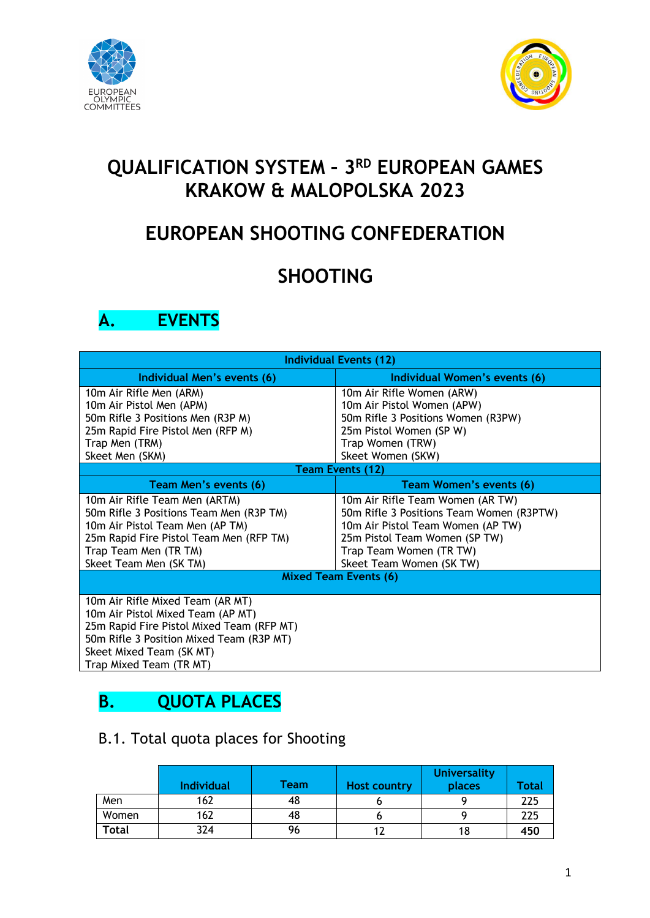# QUALIFICATION SYSTEM – 3RD EUROPEAN GAMES KRAKOW & MALOPOLSKA 2023

# EUROPEAN SHOOTING CONFEDERATION

# SHOOTING

## A. EVENTS

| Individual Events (12) | |
|---|---|
| **Individual Men's events (6)** | **Individual Women's events (6)** |
| 10m Air Rifle Men (ARM)<br>10m Air Pistol Men (APM)<br>50m Rifle 3 Positions Men (R3P M)<br>25m Rapid Fire Pistol Men (RFP M)<br>Trap Men (TRM)<br>Skeet Men (SKM) | 10m Air Rifle Women (ARW)<br>10m Air Pistol Women (APW)<br>50m Rifle 3 Positions Women (R3PW)<br>25m Pistol Women (SP W)<br>Trap Women (TRW)<br>Skeet Women (SKW) |
| **Team Events (12)** | |
| **Team Men's events (6)** | **Team Women's events (6)** |
| 10m Air Rifle Team Men (ARTM)<br>50m Rifle 3 Positions Team Men (R3P TM)<br>10m Air Pistol Team Men (AP TM)<br>25m Rapid Fire Pistol Team Men (RFP TM)<br>Trap Team Men (TR TM)<br>Skeet Team Men (SK TM) | 10m Air Rifle Team Women (AR TW)<br>50m Rifle 3 Positions Team Women (R3PTW)<br>10m Air Pistol Team Women (AP TW)<br>25m Pistol Team Women (SP TW)<br>Trap Team Women (TR TW)<br>Skeet Team Women (SK TW) |
| **Mixed Team Events (6)** | |
| 10m Air Rifle Mixed Team (AR MT)<br>10m Air Pistol Mixed Team (AP MT)<br>25m Rapid Fire Pistol Mixed Team (RFP MT)<br>50m Rifle 3 Position Mixed Team (R3P MT)<br>Skeet Mixed Team (SK MT)<br>Trap Mixed Team (TR MT) | |

## B. QUOTA PLACES

### B.1. Total quota places for Shooting

| | Individual | Team | Host country | Universality places | Total |
|---|---|---|---|---|---|
| Men | 162 | 48 | 6 | 9 | 225 |
| Women | 162 | 48 | 6 | 9 | 225 |
| **Total** | 324 | 96 | 12 | 18 | **450** |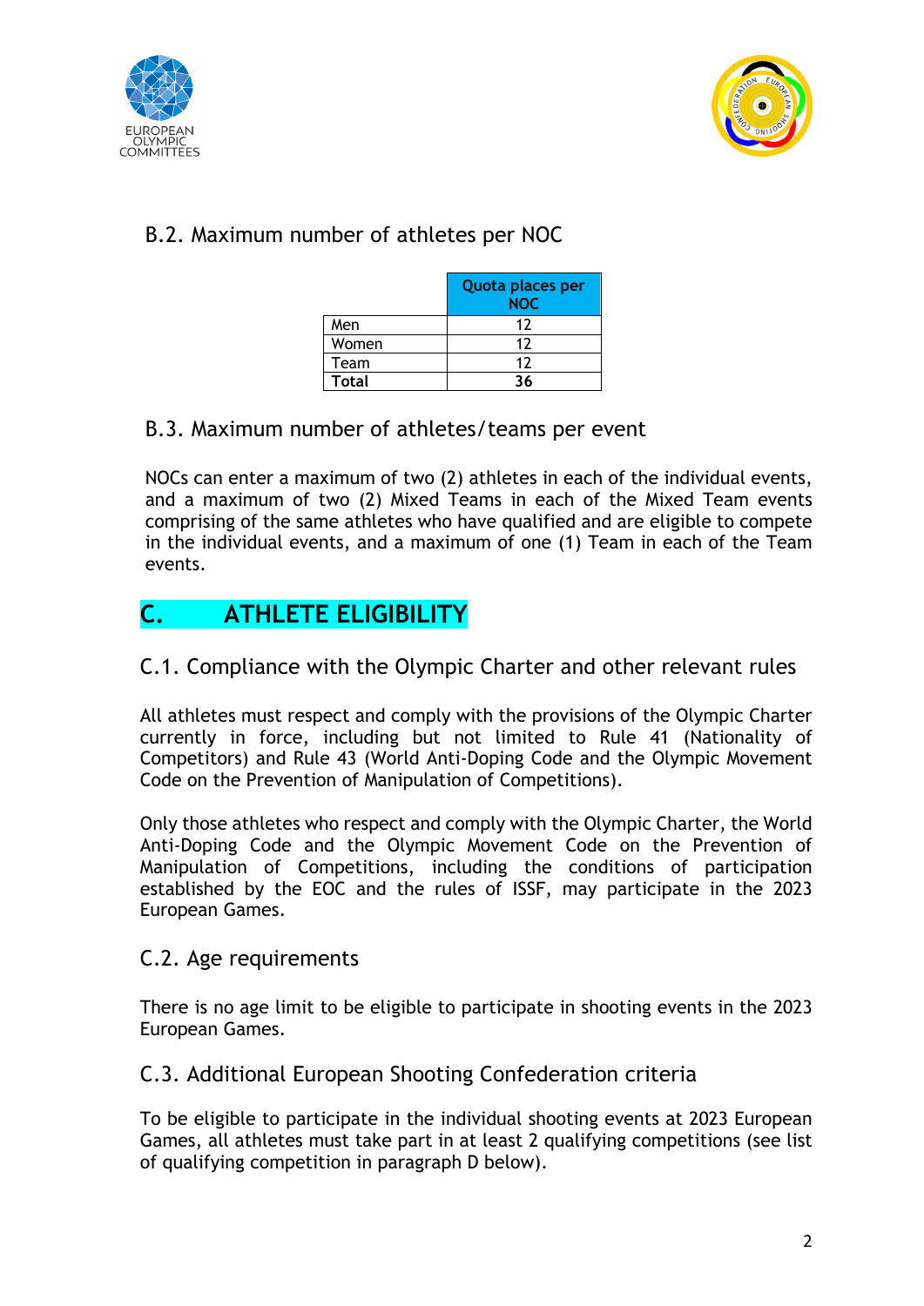### B.2. Maximum number of athletes per NOC

| | Quota places per NOC |
|---|---|
| Men | 12 |
| Women | 12 |
| Team | 12 |
| **Total** | **36** |

### B.3. Maximum number of athletes/teams per event

NOCs can enter a maximum of two (2) athletes in each of the individual events, and a maximum of two (2) Mixed Teams in each of the Mixed Team events comprising of the same athletes who have qualified and are eligible to compete in the individual events, and a maximum of one (1) Team in each of the Team events.

## C. ATHLETE ELIGIBILITY

### C.1. Compliance with the Olympic Charter and other relevant rules

All athletes must respect and comply with the provisions of the Olympic Charter currently in force, including but not limited to Rule 41 (Nationality of Competitors) and Rule 43 (World Anti-Doping Code and the Olympic Movement Code on the Prevention of Manipulation of Competitions).

Only those athletes who respect and comply with the Olympic Charter, the World Anti-Doping Code and the Olympic Movement Code on the Prevention of Manipulation of Competitions, including the conditions of participation established by the EOC and the rules of ISSF, may participate in the 2023 European Games.

### C.2. Age requirements

There is no age limit to be eligible to participate in shooting events in the 2023 European Games.

### C.3. Additional European Shooting Confederation criteria

To be eligible to participate in the individual shooting events at 2023 European Games, all athletes must take part in at least 2 qualifying competitions (see list of qualifying competition in paragraph D below).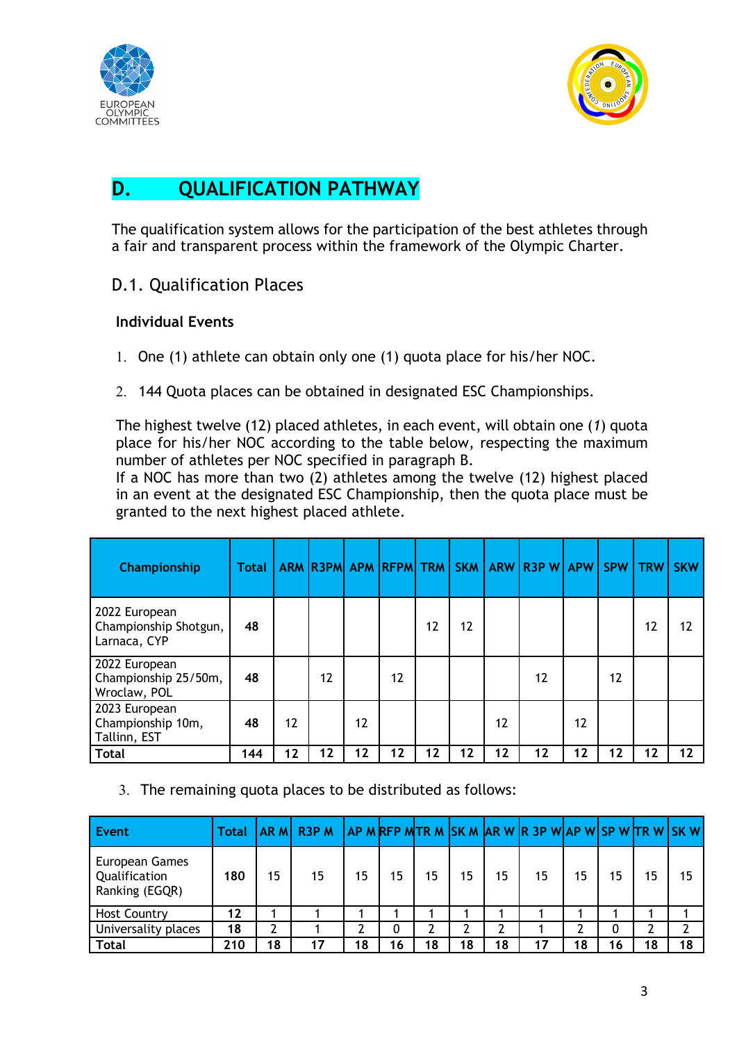# D. QUALIFICATION PATHWAY

The qualification system allows for the participation of the best athletes through a fair and transparent process within the framework of the Olympic Charter.

## D.1. Qualification Places

**Individual Events**

1. One (1) athlete can obtain only one (1) quota place for his/her NOC.

2. 144 Quota places can be obtained in designated ESC Championships.

The highest twelve (12) placed athletes, in each event, will obtain one (*1*) quota place for his/her NOC according to the table below, respecting the maximum number of athletes per NOC specified in paragraph B.
If a NOC has more than two (2) athletes among the twelve (12) highest placed in an event at the designated ESC Championship, then the quota place must be granted to the next highest placed athlete.

| Championship | Total | ARM | R3PM | APM | RFPM | TRM | SKM | ARW | R3P W | APW | SPW | TRW | SKW |
|---|---|---|---|---|---|---|---|---|---|---|---|---|---|
| 2022 European Championship Shotgun, Larnaca, CYP | **48** | | | | | 12 | 12 | | | | | 12 | 12 |
| 2022 European Championship 25/50m, Wroclaw, POL | **48** | | 12 | | 12 | | | | 12 | | 12 | | |
| 2023 European Championship 10m, Tallinn, EST | **48** | 12 | | 12 | | | | 12 | | 12 | | | |
| **Total** | **144** | **12** | **12** | **12** | **12** | **12** | **12** | **12** | **12** | **12** | **12** | **12** | **12** |

3. The remaining quota places to be distributed as follows:

| Event | Total | AR M | R3P M | AP M | RFP M | TR M | SK M | AR W | R 3P W | AP W | SP W | TR W | SK W |
|---|---|---|---|---|---|---|---|---|---|---|---|---|---|
| European Games Qualification Ranking (EGQR) | 180 | 15 | 15 | 15 | 15 | 15 | 15 | 15 | 15 | 15 | 15 | 15 | 15 |
| Host Country | 12 | 1 | 1 | 1 | 1 | 1 | 1 | 1 | 1 | 1 | 1 | 1 | 1 |
| Universality places | 18 | 2 | 1 | 2 | 0 | 2 | 2 | 2 | 1 | 2 | 0 | 2 | 2 |
| **Total** | **210** | **18** | **17** | **18** | **16** | **18** | **18** | **18** | **17** | **18** | **16** | **18** | **18** |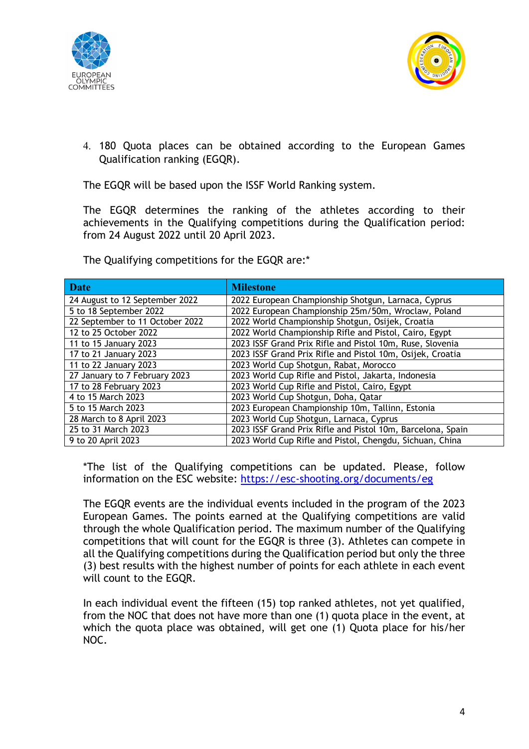4. 180 Quota places can be obtained according to the European Games Qualification ranking (EGQR).

The EGQR will be based upon the ISSF World Ranking system.

The EGQR determines the ranking of the athletes according to their achievements in the Qualifying competitions during the Qualification period: from 24 August 2022 until 20 April 2023.

The Qualifying competitions for the EGQR are:*

| Date | Milestone |
|---|---|
| 24 August to 12 September 2022 | 2022 European Championship Shotgun, Larnaca, Cyprus |
| 5 to 18 September 2022 | 2022 European Championship 25m/50m, Wroclaw, Poland |
| 22 September to 11 October 2022 | 2022 World Championship Shotgun, Osijek, Croatia |
| 12 to 25 October 2022 | 2022 World Championship Rifle and Pistol, Cairo, Egypt |
| 11 to 15 January 2023 | 2023 ISSF Grand Prix Rifle and Pistol 10m, Ruse, Slovenia |
| 17 to 21 January 2023 | 2023 ISSF Grand Prix Rifle and Pistol 10m, Osijek, Croatia |
| 11 to 22 January 2023 | 2023 World Cup Shotgun, Rabat, Morocco |
| 27 January to 7 February 2023 | 2023 World Cup Rifle and Pistol, Jakarta, Indonesia |
| 17 to 28 February 2023 | 2023 World Cup Rifle and Pistol, Cairo, Egypt |
| 4 to 15 March 2023 | 2023 World Cup Shotgun, Doha, Qatar |
| 5 to 15 March 2023 | 2023 European Championship 10m, Tallinn, Estonia |
| 28 March to 8 April 2023 | 2023 World Cup Shotgun, Larnaca, Cyprus |
| 25 to 31 March 2023 | 2023 ISSF Grand Prix Rifle and Pistol 10m, Barcelona, Spain |
| 9 to 20 April 2023 | 2023 World Cup Rifle and Pistol, Chengdu, Sichuan, China |

*The list of the Qualifying competitions can be updated. Please, follow information on the ESC website: [https://esc-shooting.org/documents/eg](https://esc-shooting.org/documents/eg)

The EGQR events are the individual events included in the program of the 2023 European Games. The points earned at the Qualifying competitions are valid through the whole Qualification period. The maximum number of the Qualifying competitions that will count for the EGQR is three (3). Athletes can compete in all the Qualifying competitions during the Qualification period but only the three (3) best results with the highest number of points for each athlete in each event will count to the EGQR.

In each individual event the fifteen (15) top ranked athletes, not yet qualified, from the NOC that does not have more than one (1) quota place in the event, at which the quota place was obtained, will get one (1) Quota place for his/her NOC.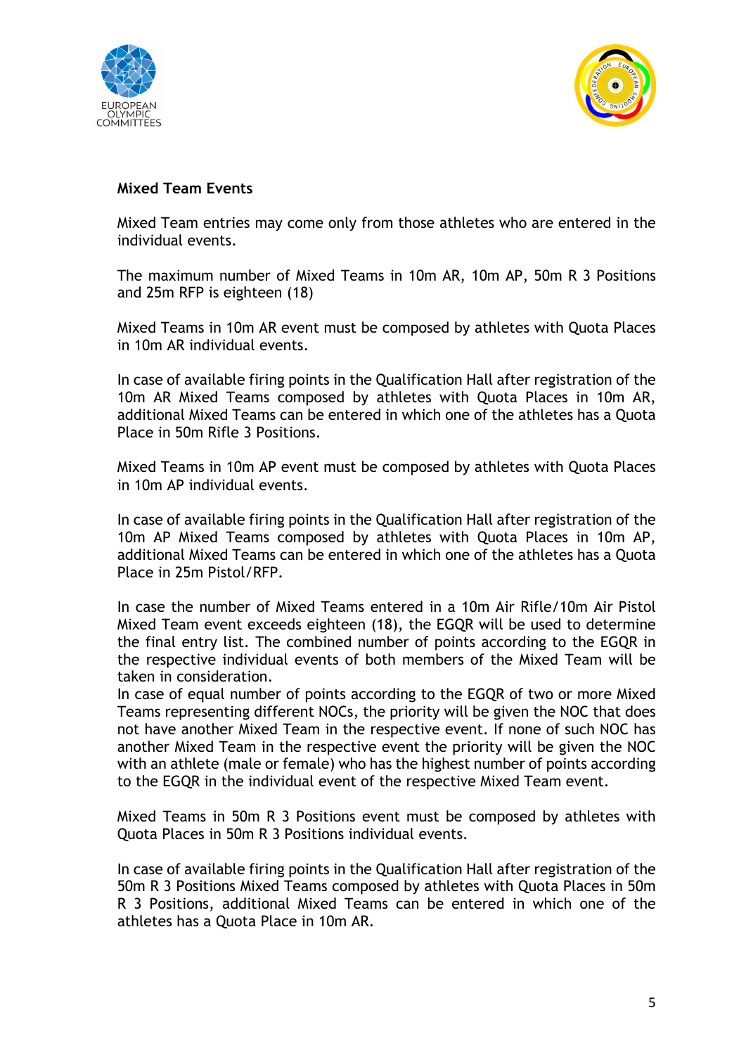**Mixed Team Events**

Mixed Team entries may come only from those athletes who are entered in the individual events.

The maximum number of Mixed Teams in 10m AR, 10m AP, 50m R 3 Positions and 25m RFP is eighteen (18)

Mixed Teams in 10m AR event must be composed by athletes with Quota Places in 10m AR individual events.

In case of available firing points in the Qualification Hall after registration of the 10m AR Mixed Teams composed by athletes with Quota Places in 10m AR, additional Mixed Teams can be entered in which one of the athletes has a Quota Place in 50m Rifle 3 Positions.

Mixed Teams in 10m AP event must be composed by athletes with Quota Places in 10m AP individual events.

In case of available firing points in the Qualification Hall after registration of the 10m AP Mixed Teams composed by athletes with Quota Places in 10m AP, additional Mixed Teams can be entered in which one of the athletes has a Quota Place in 25m Pistol/RFP.

In case the number of Mixed Teams entered in a 10m Air Rifle/10m Air Pistol Mixed Team event exceeds eighteen (18), the EGQR will be used to determine the final entry list. The combined number of points according to the EGQR in the respective individual events of both members of the Mixed Team will be taken in consideration.
In case of equal number of points according to the EGQR of two or more Mixed Teams representing different NOCs, the priority will be given the NOC that does not have another Mixed Team in the respective event. If none of such NOC has another Mixed Team in the respective event the priority will be given the NOC with an athlete (male or female) who has the highest number of points according to the EGQR in the individual event of the respective Mixed Team event.

Mixed Teams in 50m R 3 Positions event must be composed by athletes with Quota Places in 50m R 3 Positions individual events.

In case of available firing points in the Qualification Hall after registration of the 50m R 3 Positions Mixed Teams composed by athletes with Quota Places in 50m R 3 Positions, additional Mixed Teams can be entered in which one of the athletes has a Quota Place in 10m AR.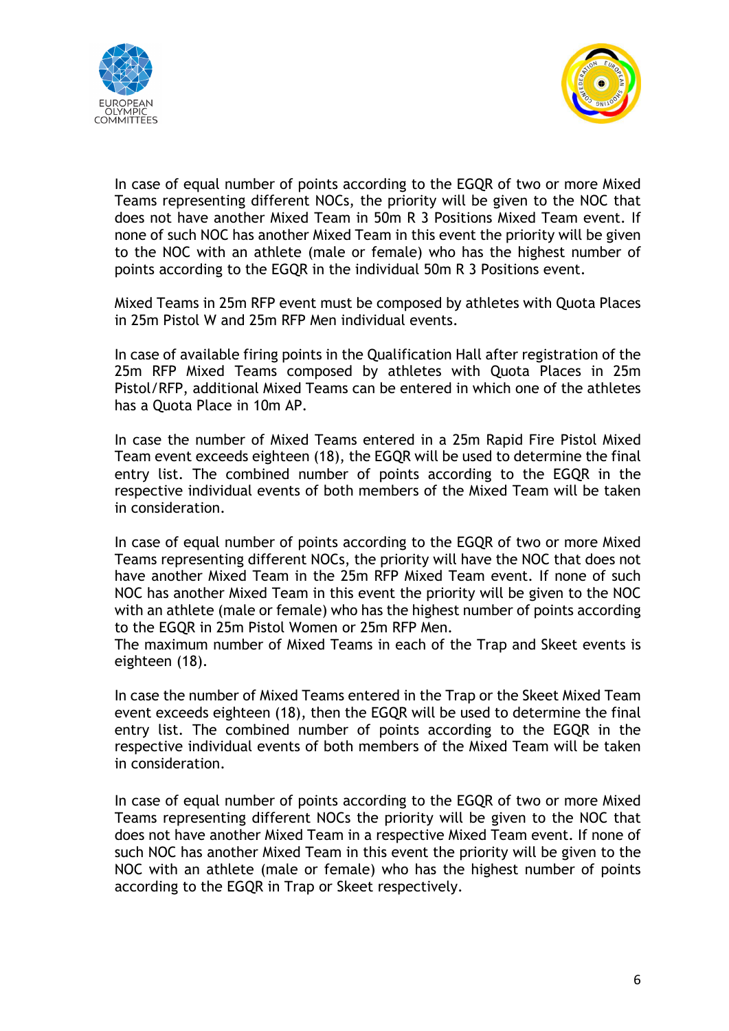In case of equal number of points according to the EGQR of two or more Mixed Teams representing different NOCs, the priority will be given to the NOC that does not have another Mixed Team in 50m R 3 Positions Mixed Team event. If none of such NOC has another Mixed Team in this event the priority will be given to the NOC with an athlete (male or female) who has the highest number of points according to the EGQR in the individual 50m R 3 Positions event.

Mixed Teams in 25m RFP event must be composed by athletes with Quota Places in 25m Pistol W and 25m RFP Men individual events.

In case of available firing points in the Qualification Hall after registration of the 25m RFP Mixed Teams composed by athletes with Quota Places in 25m Pistol/RFP, additional Mixed Teams can be entered in which one of the athletes has a Quota Place in 10m AP.

In case the number of Mixed Teams entered in a 25m Rapid Fire Pistol Mixed Team event exceeds eighteen (18), the EGQR will be used to determine the final entry list. The combined number of points according to the EGQR in the respective individual events of both members of the Mixed Team will be taken in consideration.

In case of equal number of points according to the EGQR of two or more Mixed Teams representing different NOCs, the priority will have the NOC that does not have another Mixed Team in the 25m RFP Mixed Team event. If none of such NOC has another Mixed Team in this event the priority will be given to the NOC with an athlete (male or female) who has the highest number of points according to the EGQR in 25m Pistol Women or 25m RFP Men.
The maximum number of Mixed Teams in each of the Trap and Skeet events is eighteen (18).

In case the number of Mixed Teams entered in the Trap or the Skeet Mixed Team event exceeds eighteen (18), then the EGQR will be used to determine the final entry list. The combined number of points according to the EGQR in the respective individual events of both members of the Mixed Team will be taken in consideration.

In case of equal number of points according to the EGQR of two or more Mixed Teams representing different NOCs the priority will be given to the NOC that does not have another Mixed Team in a respective Mixed Team event. If none of such NOC has another Mixed Team in this event the priority will be given to the NOC with an athlete (male or female) who has the highest number of points according to the EGQR in Trap or Skeet respectively.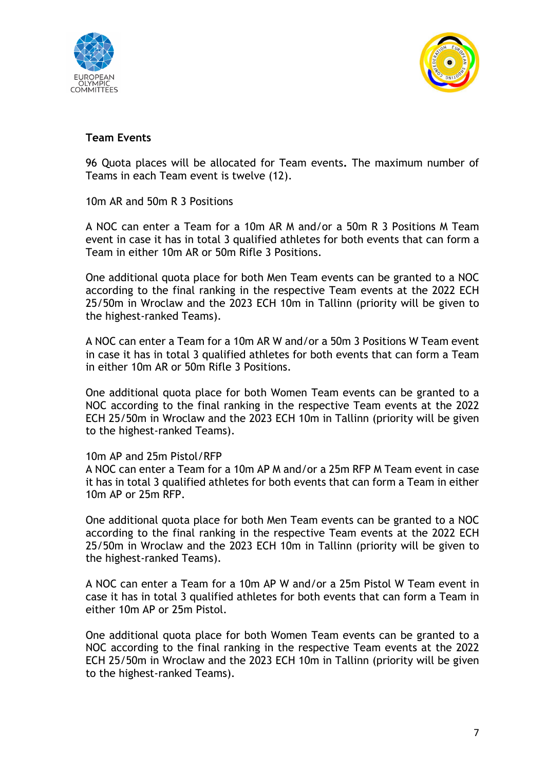**Team Events**

96 Quota places will be allocated for Team events. The maximum number of Teams in each Team event is twelve (12).

10m AR and 50m R 3 Positions

A NOC can enter a Team for a 10m AR M and/or a 50m R 3 Positions M Team event in case it has in total 3 qualified athletes for both events that can form a Team in either 10m AR or 50m Rifle 3 Positions.

One additional quota place for both Men Team events can be granted to a NOC according to the final ranking in the respective Team events at the 2022 ECH 25/50m in Wroclaw and the 2023 ECH 10m in Tallinn (priority will be given to the highest-ranked Teams).

A NOC can enter a Team for a 10m AR W and/or a 50m 3 Positions W Team event in case it has in total 3 qualified athletes for both events that can form a Team in either 10m AR or 50m Rifle 3 Positions.

One additional quota place for both Women Team events can be granted to a NOC according to the final ranking in the respective Team events at the 2022 ECH 25/50m in Wroclaw and the 2023 ECH 10m in Tallinn (priority will be given to the highest-ranked Teams).

10m AP and 25m Pistol/RFP
A NOC can enter a Team for a 10m AP M and/or a 25m RFP M Team event in case it has in total 3 qualified athletes for both events that can form a Team in either 10m AP or 25m RFP.

One additional quota place for both Men Team events can be granted to a NOC according to the final ranking in the respective Team events at the 2022 ECH 25/50m in Wroclaw and the 2023 ECH 10m in Tallinn (priority will be given to the highest-ranked Teams).

A NOC can enter a Team for a 10m AP W and/or a 25m Pistol W Team event in case it has in total 3 qualified athletes for both events that can form a Team in either 10m AP or 25m Pistol.

One additional quota place for both Women Team events can be granted to a NOC according to the final ranking in the respective Team events at the 2022 ECH 25/50m in Wroclaw and the 2023 ECH 10m in Tallinn (priority will be given to the highest-ranked Teams).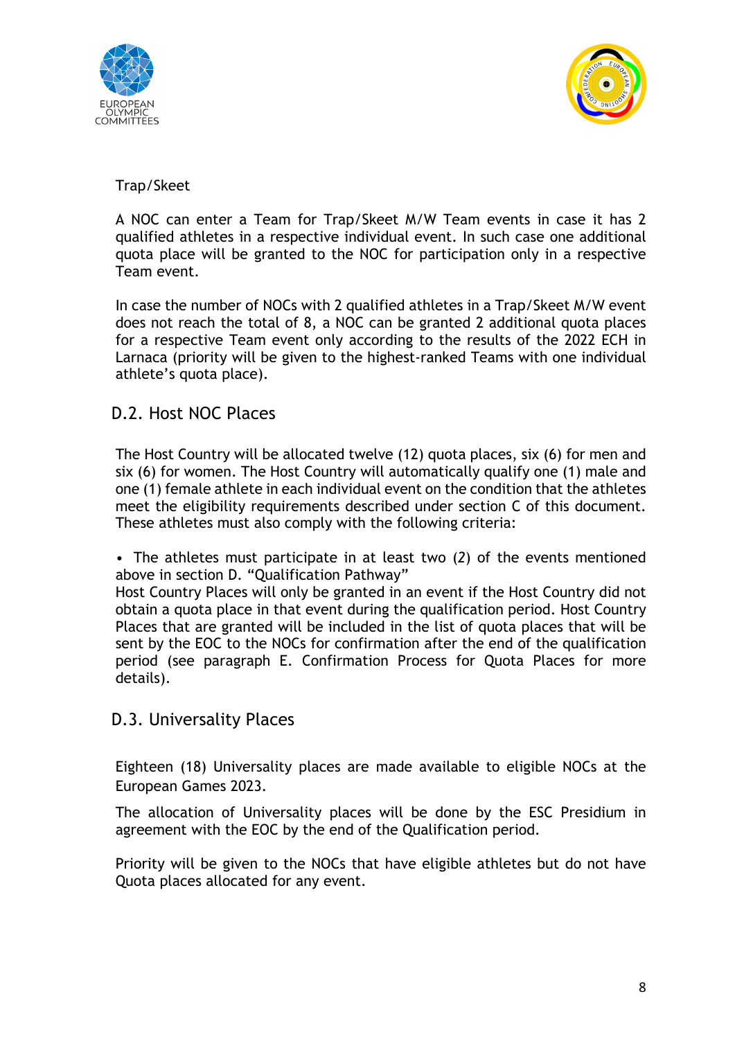Trap/Skeet

A NOC can enter a Team for Trap/Skeet M/W Team events in case it has 2 qualified athletes in a respective individual event. In such case one additional quota place will be granted to the NOC for participation only in a respective Team event.

In case the number of NOCs with 2 qualified athletes in a Trap/Skeet M/W event does not reach the total of 8, a NOC can be granted 2 additional quota places for a respective Team event only according to the results of the 2022 ECH in Larnaca (priority will be given to the highest-ranked Teams with one individual athlete's quota place).

## D.2. Host NOC Places

The Host Country will be allocated twelve (12) quota places, six (6) for men and six (6) for women. The Host Country will automatically qualify one (1) male and one (1) female athlete in each individual event on the condition that the athletes meet the eligibility requirements described under section C of this document. These athletes must also comply with the following criteria:

- The athletes must participate in at least two (2) of the events mentioned above in section D. "Qualification Pathway"

Host Country Places will only be granted in an event if the Host Country did not obtain a quota place in that event during the qualification period. Host Country Places that are granted will be included in the list of quota places that will be sent by the EOC to the NOCs for confirmation after the end of the qualification period (see paragraph E. Confirmation Process for Quota Places for more details).

## D.3. Universality Places

Eighteen (18) Universality places are made available to eligible NOCs at the European Games 2023.

The allocation of Universality places will be done by the ESC Presidium in agreement with the EOC by the end of the Qualification period.

Priority will be given to the NOCs that have eligible athletes but do not have Quota places allocated for any event.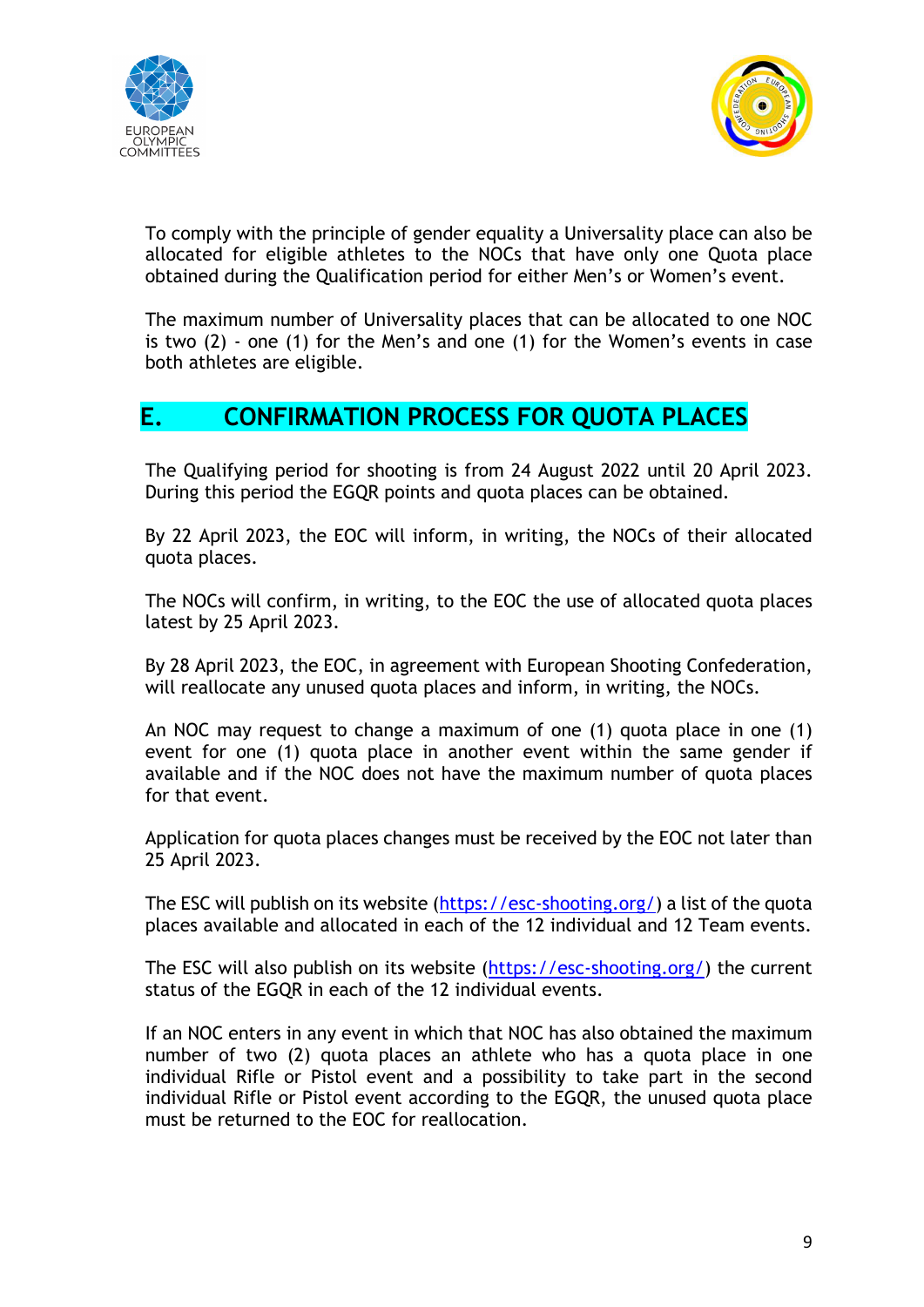To comply with the principle of gender equality a Universality place can also be allocated for eligible athletes to the NOCs that have only one Quota place obtained during the Qualification period for either Men's or Women's event.

The maximum number of Universality places that can be allocated to one NOC is two (2) - one (1) for the Men's and one (1) for the Women's events in case both athletes are eligible.

## E. CONFIRMATION PROCESS FOR QUOTA PLACES

The Qualifying period for shooting is from 24 August 2022 until 20 April 2023. During this period the EGQR points and quota places can be obtained.

By 22 April 2023, the EOC will inform, in writing, the NOCs of their allocated quota places.

The NOCs will confirm, in writing, to the EOC the use of allocated quota places latest by 25 April 2023.

By 28 April 2023, the EOC, in agreement with European Shooting Confederation, will reallocate any unused quota places and inform, in writing, the NOCs.

An NOC may request to change a maximum of one (1) quota place in one (1) event for one (1) quota place in another event within the same gender if available and if the NOC does not have the maximum number of quota places for that event.

Application for quota places changes must be received by the EOC not later than 25 April 2023.

The ESC will publish on its website (https://esc-shooting.org/) a list of the quota places available and allocated in each of the 12 individual and 12 Team events.

The ESC will also publish on its website (https://esc-shooting.org/) the current status of the EGQR in each of the 12 individual events.

If an NOC enters in any event in which that NOC has also obtained the maximum number of two (2) quota places an athlete who has a quota place in one individual Rifle or Pistol event and a possibility to take part in the second individual Rifle or Pistol event according to the EGQR, the unused quota place must be returned to the EOC for reallocation.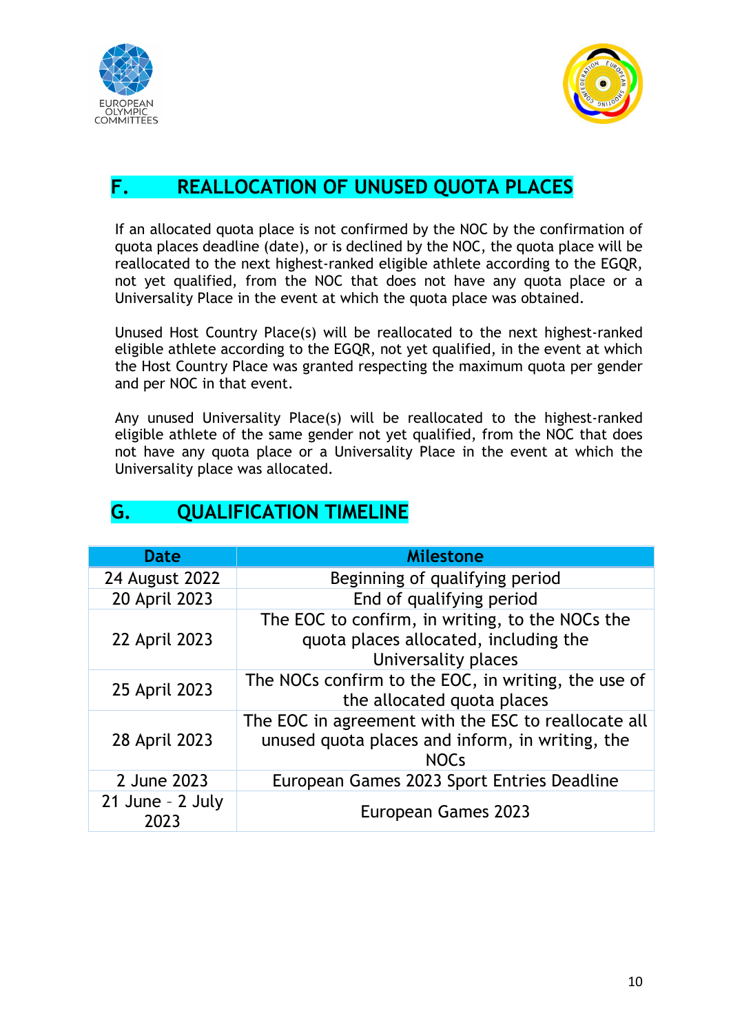## F. REALLOCATION OF UNUSED QUOTA PLACES

If an allocated quota place is not confirmed by the NOC by the confirmation of quota places deadline (date), or is declined by the NOC, the quota place will be reallocated to the next highest-ranked eligible athlete according to the EGQR, not yet qualified, from the NOC that does not have any quota place or a Universality Place in the event at which the quota place was obtained.

Unused Host Country Place(s) will be reallocated to the next highest-ranked eligible athlete according to the EGQR, not yet qualified, in the event at which the Host Country Place was granted respecting the maximum quota per gender and per NOC in that event.

Any unused Universality Place(s) will be reallocated to the highest-ranked eligible athlete of the same gender not yet qualified, from the NOC that does not have any quota place or a Universality Place in the event at which the Universality place was allocated.

## G. QUALIFICATION TIMELINE

| Date | Milestone |
|---|---|
| 24 August 2022 | Beginning of qualifying period |
| 20 April 2023 | End of qualifying period |
| 22 April 2023 | The EOC to confirm, in writing, to the NOCs the quota places allocated, including the Universality places |
| 25 April 2023 | The NOCs confirm to the EOC, in writing, the use of the allocated quota places |
| 28 April 2023 | The EOC in agreement with the ESC to reallocate all unused quota places and inform, in writing, the NOCs |
| 2 June 2023 | European Games 2023 Sport Entries Deadline |
| 21 June – 2 July 2023 | European Games 2023 |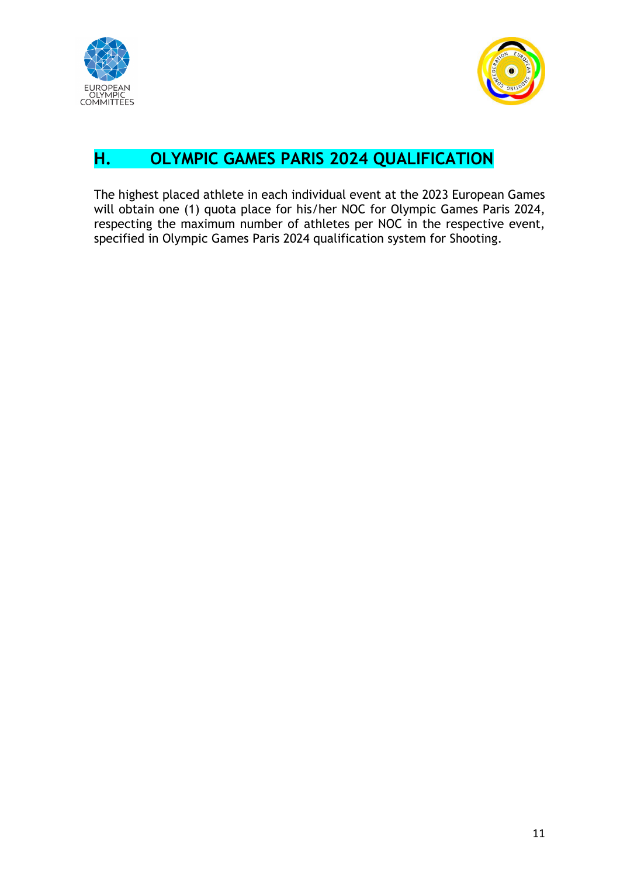## H. OLYMPIC GAMES PARIS 2024 QUALIFICATION

The highest placed athlete in each individual event at the 2023 European Games will obtain one (1) quota place for his/her NOC for Olympic Games Paris 2024, respecting the maximum number of athletes per NOC in the respective event, specified in Olympic Games Paris 2024 qualification system for Shooting.